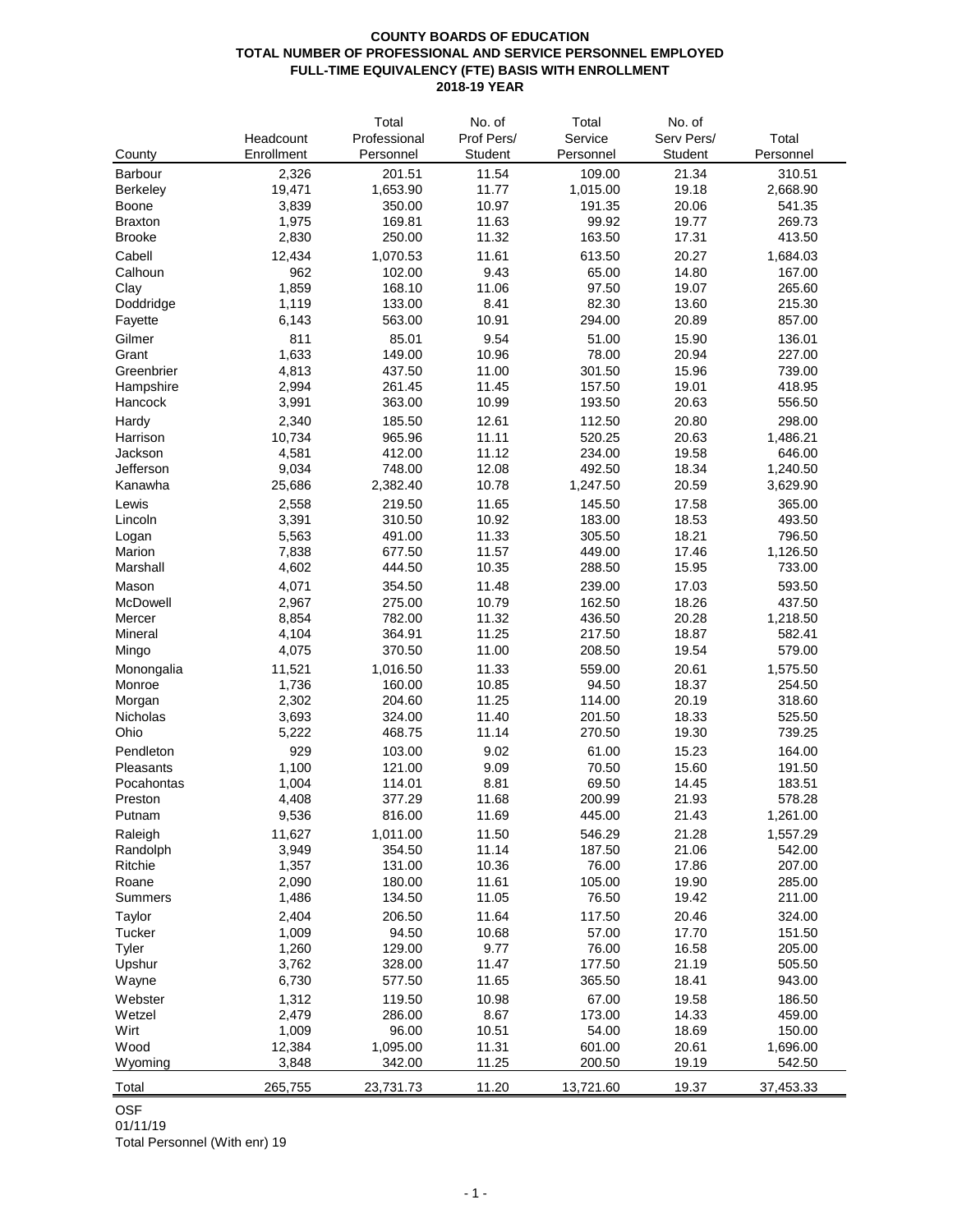**COUNTY BOARDS OF EDUCATION**
**TOTAL NUMBER OF PROFESSIONAL AND SERVICE PERSONNEL EMPLOYED**
**FULL-TIME EQUIVALENCY (FTE) BASIS WITH ENROLLMENT**
**2018-19 YEAR**

| County | Headcount Enrollment | Total Professional Personnel | No. of Prof Pers/ Student | Total Service Personnel | No. of Serv Pers/ Student | Total Personnel |
|---|---|---|---|---|---|---|
| Barbour | 2,326 | 201.51 | 11.54 | 109.00 | 21.34 | 310.51 |
| Berkeley | 19,471 | 1,653.90 | 11.77 | 1,015.00 | 19.18 | 2,668.90 |
| Boone | 3,839 | 350.00 | 10.97 | 191.35 | 20.06 | 541.35 |
| Braxton | 1,975 | 169.81 | 11.63 | 99.92 | 19.77 | 269.73 |
| Brooke | 2,830 | 250.00 | 11.32 | 163.50 | 17.31 | 413.50 |
| Cabell | 12,434 | 1,070.53 | 11.61 | 613.50 | 20.27 | 1,684.03 |
| Calhoun | 962 | 102.00 | 9.43 | 65.00 | 14.80 | 167.00 |
| Clay | 1,859 | 168.10 | 11.06 | 97.50 | 19.07 | 265.60 |
| Doddridge | 1,119 | 133.00 | 8.41 | 82.30 | 13.60 | 215.30 |
| Fayette | 6,143 | 563.00 | 10.91 | 294.00 | 20.89 | 857.00 |
| Gilmer | 811 | 85.01 | 9.54 | 51.00 | 15.90 | 136.01 |
| Grant | 1,633 | 149.00 | 10.96 | 78.00 | 20.94 | 227.00 |
| Greenbrier | 4,813 | 437.50 | 11.00 | 301.50 | 15.96 | 739.00 |
| Hampshire | 2,994 | 261.45 | 11.45 | 157.50 | 19.01 | 418.95 |
| Hancock | 3,991 | 363.00 | 10.99 | 193.50 | 20.63 | 556.50 |
| Hardy | 2,340 | 185.50 | 12.61 | 112.50 | 20.80 | 298.00 |
| Harrison | 10,734 | 965.96 | 11.11 | 520.25 | 20.63 | 1,486.21 |
| Jackson | 4,581 | 412.00 | 11.12 | 234.00 | 19.58 | 646.00 |
| Jefferson | 9,034 | 748.00 | 12.08 | 492.50 | 18.34 | 1,240.50 |
| Kanawha | 25,686 | 2,382.40 | 10.78 | 1,247.50 | 20.59 | 3,629.90 |
| Lewis | 2,558 | 219.50 | 11.65 | 145.50 | 17.58 | 365.00 |
| Lincoln | 3,391 | 310.50 | 10.92 | 183.00 | 18.53 | 493.50 |
| Logan | 5,563 | 491.00 | 11.33 | 305.50 | 18.21 | 796.50 |
| Marion | 7,838 | 677.50 | 11.57 | 449.00 | 17.46 | 1,126.50 |
| Marshall | 4,602 | 444.50 | 10.35 | 288.50 | 15.95 | 733.00 |
| Mason | 4,071 | 354.50 | 11.48 | 239.00 | 17.03 | 593.50 |
| McDowell | 2,967 | 275.00 | 10.79 | 162.50 | 18.26 | 437.50 |
| Mercer | 8,854 | 782.00 | 11.32 | 436.50 | 20.28 | 1,218.50 |
| Mineral | 4,104 | 364.91 | 11.25 | 217.50 | 18.87 | 582.41 |
| Mingo | 4,075 | 370.50 | 11.00 | 208.50 | 19.54 | 579.00 |
| Monongalia | 11,521 | 1,016.50 | 11.33 | 559.00 | 20.61 | 1,575.50 |
| Monroe | 1,736 | 160.00 | 10.85 | 94.50 | 18.37 | 254.50 |
| Morgan | 2,302 | 204.60 | 11.25 | 114.00 | 20.19 | 318.60 |
| Nicholas | 3,693 | 324.00 | 11.40 | 201.50 | 18.33 | 525.50 |
| Ohio | 5,222 | 468.75 | 11.14 | 270.50 | 19.30 | 739.25 |
| Pendleton | 929 | 103.00 | 9.02 | 61.00 | 15.23 | 164.00 |
| Pleasants | 1,100 | 121.00 | 9.09 | 70.50 | 15.60 | 191.50 |
| Pocahontas | 1,004 | 114.01 | 8.81 | 69.50 | 14.45 | 183.51 |
| Preston | 4,408 | 377.29 | 11.68 | 200.99 | 21.93 | 578.28 |
| Putnam | 9,536 | 816.00 | 11.69 | 445.00 | 21.43 | 1,261.00 |
| Raleigh | 11,627 | 1,011.00 | 11.50 | 546.29 | 21.28 | 1,557.29 |
| Randolph | 3,949 | 354.50 | 11.14 | 187.50 | 21.06 | 542.00 |
| Ritchie | 1,357 | 131.00 | 10.36 | 76.00 | 17.86 | 207.00 |
| Roane | 2,090 | 180.00 | 11.61 | 105.00 | 19.90 | 285.00 |
| Summers | 1,486 | 134.50 | 11.05 | 76.50 | 19.42 | 211.00 |
| Taylor | 2,404 | 206.50 | 11.64 | 117.50 | 20.46 | 324.00 |
| Tucker | 1,009 | 94.50 | 10.68 | 57.00 | 17.70 | 151.50 |
| Tyler | 1,260 | 129.00 | 9.77 | 76.00 | 16.58 | 205.00 |
| Upshur | 3,762 | 328.00 | 11.47 | 177.50 | 21.19 | 505.50 |
| Wayne | 6,730 | 577.50 | 11.65 | 365.50 | 18.41 | 943.00 |
| Webster | 1,312 | 119.50 | 10.98 | 67.00 | 19.58 | 186.50 |
| Wetzel | 2,479 | 286.00 | 8.67 | 173.00 | 14.33 | 459.00 |
| Wirt | 1,009 | 96.00 | 10.51 | 54.00 | 18.69 | 150.00 |
| Wood | 12,384 | 1,095.00 | 11.31 | 601.00 | 20.61 | 1,696.00 |
| Wyoming | 3,848 | 342.00 | 11.25 | 200.50 | 19.19 | 542.50 |
| Total | 265,755 | 23,731.73 | 11.20 | 13,721.60 | 19.37 | 37,453.33 |

OSF
01/11/19
Total Personnel (With enr) 19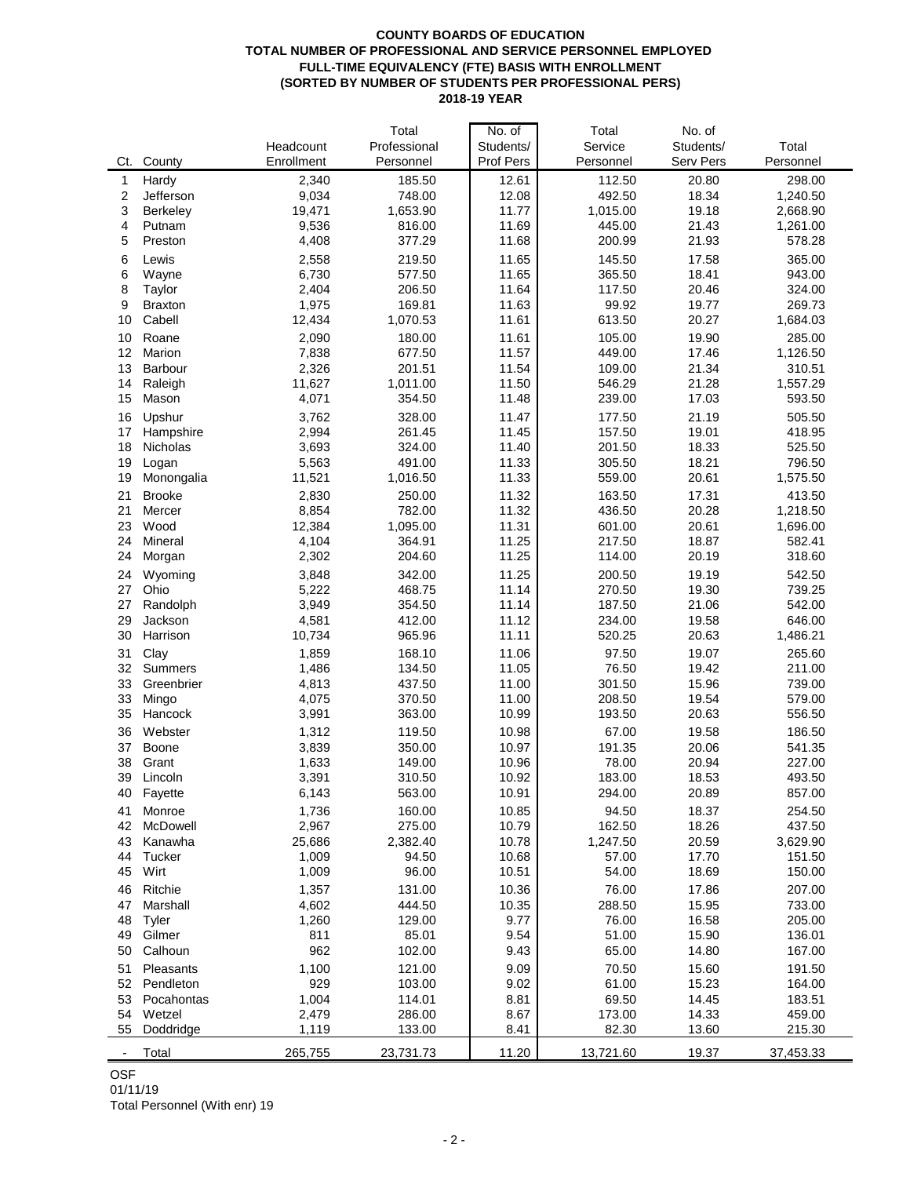**COUNTY BOARDS OF EDUCATION**
**TOTAL NUMBER OF PROFESSIONAL AND SERVICE PERSONNEL EMPLOYED**
**FULL-TIME EQUIVALENCY (FTE) BASIS WITH ENROLLMENT**
**(SORTED BY NUMBER OF STUDENTS PER PROFESSIONAL PERS)**
**2018-19 YEAR**

| Ct. | County | Headcount Enrollment | Total Professional Personnel | No. of Students/ Prof Pers | Total Service Personnel | No. of Students/ Serv Pers | Total Personnel |
|---|---|---|---|---|---|---|---|
| 1 | Hardy | 2,340 | 185.50 | 12.61 | 112.50 | 20.80 | 298.00 |
| 2 | Jefferson | 9,034 | 748.00 | 12.08 | 492.50 | 18.34 | 1,240.50 |
| 3 | Berkeley | 19,471 | 1,653.90 | 11.77 | 1,015.00 | 19.18 | 2,668.90 |
| 4 | Putnam | 9,536 | 816.00 | 11.69 | 445.00 | 21.43 | 1,261.00 |
| 5 | Preston | 4,408 | 377.29 | 11.68 | 200.99 | 21.93 | 578.28 |
| 6 | Lewis | 2,558 | 219.50 | 11.65 | 145.50 | 17.58 | 365.00 |
| 6 | Wayne | 6,730 | 577.50 | 11.65 | 365.50 | 18.41 | 943.00 |
| 8 | Taylor | 2,404 | 206.50 | 11.64 | 117.50 | 20.46 | 324.00 |
| 9 | Braxton | 1,975 | 169.81 | 11.63 | 99.92 | 19.77 | 269.73 |
| 10 | Cabell | 12,434 | 1,070.53 | 11.61 | 613.50 | 20.27 | 1,684.03 |
| 10 | Roane | 2,090 | 180.00 | 11.61 | 105.00 | 19.90 | 285.00 |
| 12 | Marion | 7,838 | 677.50 | 11.57 | 449.00 | 17.46 | 1,126.50 |
| 13 | Barbour | 2,326 | 201.51 | 11.54 | 109.00 | 21.34 | 310.51 |
| 14 | Raleigh | 11,627 | 1,011.00 | 11.50 | 546.29 | 21.28 | 1,557.29 |
| 15 | Mason | 4,071 | 354.50 | 11.48 | 239.00 | 17.03 | 593.50 |
| 16 | Upshur | 3,762 | 328.00 | 11.47 | 177.50 | 21.19 | 505.50 |
| 17 | Hampshire | 2,994 | 261.45 | 11.45 | 157.50 | 19.01 | 418.95 |
| 18 | Nicholas | 3,693 | 324.00 | 11.40 | 201.50 | 18.33 | 525.50 |
| 19 | Logan | 5,563 | 491.00 | 11.33 | 305.50 | 18.21 | 796.50 |
| 19 | Monongalia | 11,521 | 1,016.50 | 11.33 | 559.00 | 20.61 | 1,575.50 |
| 21 | Brooke | 2,830 | 250.00 | 11.32 | 163.50 | 17.31 | 413.50 |
| 21 | Mercer | 8,854 | 782.00 | 11.32 | 436.50 | 20.28 | 1,218.50 |
| 23 | Wood | 12,384 | 1,095.00 | 11.31 | 601.00 | 20.61 | 1,696.00 |
| 24 | Mineral | 4,104 | 364.91 | 11.25 | 217.50 | 18.87 | 582.41 |
| 24 | Morgan | 2,302 | 204.60 | 11.25 | 114.00 | 20.19 | 318.60 |
| 24 | Wyoming | 3,848 | 342.00 | 11.25 | 200.50 | 19.19 | 542.50 |
| 27 | Ohio | 5,222 | 468.75 | 11.14 | 270.50 | 19.30 | 739.25 |
| 27 | Randolph | 3,949 | 354.50 | 11.14 | 187.50 | 21.06 | 542.00 |
| 29 | Jackson | 4,581 | 412.00 | 11.12 | 234.00 | 19.58 | 646.00 |
| 30 | Harrison | 10,734 | 965.96 | 11.11 | 520.25 | 20.63 | 1,486.21 |
| 31 | Clay | 1,859 | 168.10 | 11.06 | 97.50 | 19.07 | 265.60 |
| 32 | Summers | 1,486 | 134.50 | 11.05 | 76.50 | 19.42 | 211.00 |
| 33 | Greenbrier | 4,813 | 437.50 | 11.00 | 301.50 | 15.96 | 739.00 |
| 33 | Mingo | 4,075 | 370.50 | 11.00 | 208.50 | 19.54 | 579.00 |
| 35 | Hancock | 3,991 | 363.00 | 10.99 | 193.50 | 20.63 | 556.50 |
| 36 | Webster | 1,312 | 119.50 | 10.98 | 67.00 | 19.58 | 186.50 |
| 37 | Boone | 3,839 | 350.00 | 10.97 | 191.35 | 20.06 | 541.35 |
| 38 | Grant | 1,633 | 149.00 | 10.96 | 78.00 | 20.94 | 227.00 |
| 39 | Lincoln | 3,391 | 310.50 | 10.92 | 183.00 | 18.53 | 493.50 |
| 40 | Fayette | 6,143 | 563.00 | 10.91 | 294.00 | 20.89 | 857.00 |
| 41 | Monroe | 1,736 | 160.00 | 10.85 | 94.50 | 18.37 | 254.50 |
| 42 | McDowell | 2,967 | 275.00 | 10.79 | 162.50 | 18.26 | 437.50 |
| 43 | Kanawha | 25,686 | 2,382.40 | 10.78 | 1,247.50 | 20.59 | 3,629.90 |
| 44 | Tucker | 1,009 | 94.50 | 10.68 | 57.00 | 17.70 | 151.50 |
| 45 | Wirt | 1,009 | 96.00 | 10.51 | 54.00 | 18.69 | 150.00 |
| 46 | Ritchie | 1,357 | 131.00 | 10.36 | 76.00 | 17.86 | 207.00 |
| 47 | Marshall | 4,602 | 444.50 | 10.35 | 288.50 | 15.95 | 733.00 |
| 48 | Tyler | 1,260 | 129.00 | 9.77 | 76.00 | 16.58 | 205.00 |
| 49 | Gilmer | 811 | 85.01 | 9.54 | 51.00 | 15.90 | 136.01 |
| 50 | Calhoun | 962 | 102.00 | 9.43 | 65.00 | 14.80 | 167.00 |
| 51 | Pleasants | 1,100 | 121.00 | 9.09 | 70.50 | 15.60 | 191.50 |
| 52 | Pendleton | 929 | 103.00 | 9.02 | 61.00 | 15.23 | 164.00 |
| 53 | Pocahontas | 1,004 | 114.01 | 8.81 | 69.50 | 14.45 | 183.51 |
| 54 | Wetzel | 2,479 | 286.00 | 8.67 | 173.00 | 14.33 | 459.00 |
| 55 | Doddridge | 1,119 | 133.00 | 8.41 | 82.30 | 13.60 | 215.30 |
| - | Total | 265,755 | 23,731.73 | 11.20 | 13,721.60 | 19.37 | 37,453.33 |

OSF
01/11/19
Total Personnel (With enr) 19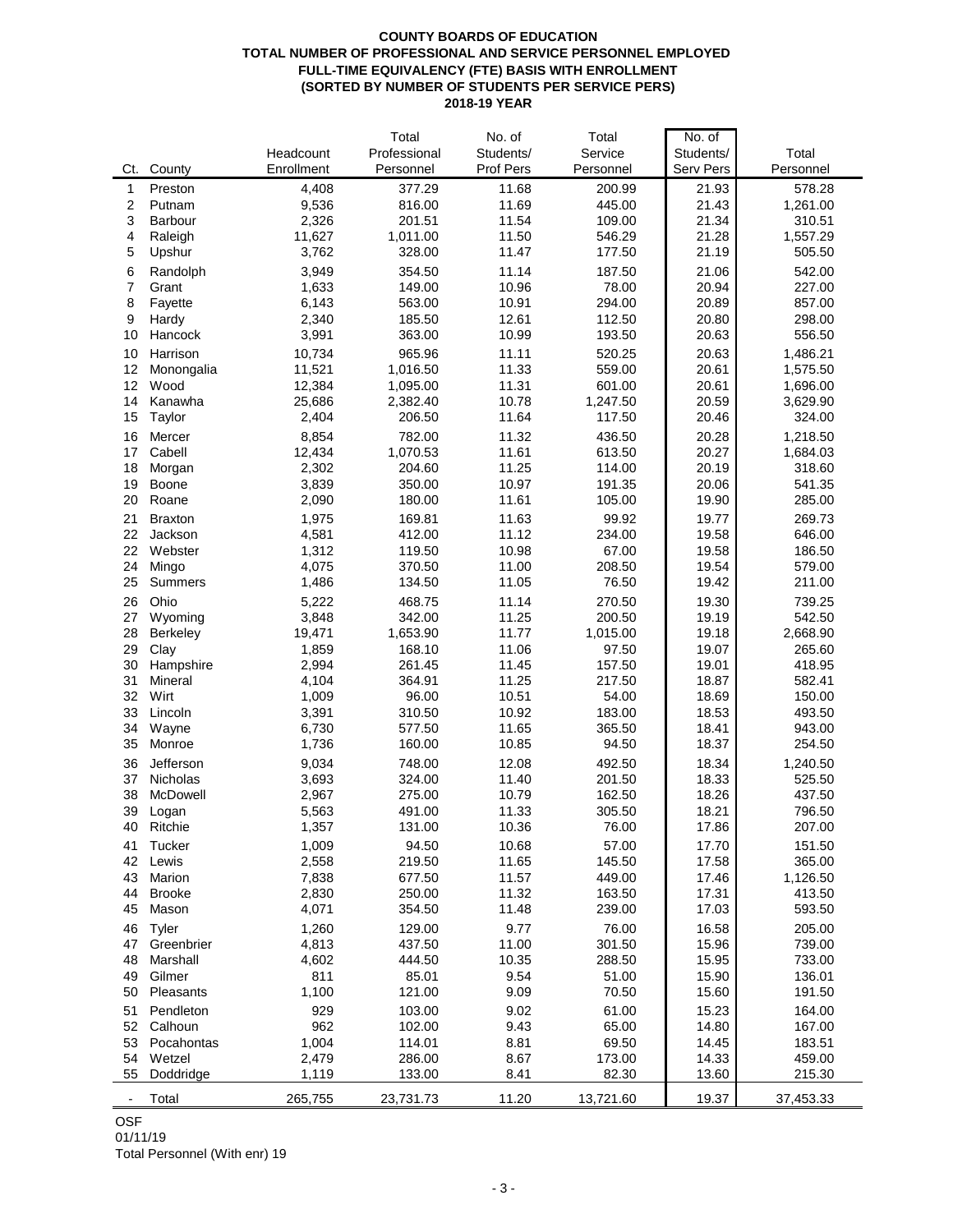**COUNTY BOARDS OF EDUCATION**
**TOTAL NUMBER OF PROFESSIONAL AND SERVICE PERSONNEL EMPLOYED**
**FULL-TIME EQUIVALENCY (FTE) BASIS WITH ENROLLMENT**
**(SORTED BY NUMBER OF STUDENTS PER SERVICE PERS)**
**2018-19 YEAR**

| Ct. | County | Headcount Enrollment | Total Professional Personnel | No. of Students/ Prof Pers | Total Service Personnel | No. of Students/ Serv Pers | Total Personnel |
|---|---|---|---|---|---|---|---|
| 1 | Preston | 4,408 | 377.29 | 11.68 | 200.99 | 21.93 | 578.28 |
| 2 | Putnam | 9,536 | 816.00 | 11.69 | 445.00 | 21.43 | 1,261.00 |
| 3 | Barbour | 2,326 | 201.51 | 11.54 | 109.00 | 21.34 | 310.51 |
| 4 | Raleigh | 11,627 | 1,011.00 | 11.50 | 546.29 | 21.28 | 1,557.29 |
| 5 | Upshur | 3,762 | 328.00 | 11.47 | 177.50 | 21.19 | 505.50 |
| 6 | Randolph | 3,949 | 354.50 | 11.14 | 187.50 | 21.06 | 542.00 |
| 7 | Grant | 1,633 | 149.00 | 10.96 | 78.00 | 20.94 | 227.00 |
| 8 | Fayette | 6,143 | 563.00 | 10.91 | 294.00 | 20.89 | 857.00 |
| 9 | Hardy | 2,340 | 185.50 | 12.61 | 112.50 | 20.80 | 298.00 |
| 10 | Hancock | 3,991 | 363.00 | 10.99 | 193.50 | 20.63 | 556.50 |
| 10 | Harrison | 10,734 | 965.96 | 11.11 | 520.25 | 20.63 | 1,486.21 |
| 12 | Monongalia | 11,521 | 1,016.50 | 11.33 | 559.00 | 20.61 | 1,575.50 |
| 12 | Wood | 12,384 | 1,095.00 | 11.31 | 601.00 | 20.61 | 1,696.00 |
| 14 | Kanawha | 25,686 | 2,382.40 | 10.78 | 1,247.50 | 20.59 | 3,629.90 |
| 15 | Taylor | 2,404 | 206.50 | 11.64 | 117.50 | 20.46 | 324.00 |
| 16 | Mercer | 8,854 | 782.00 | 11.32 | 436.50 | 20.28 | 1,218.50 |
| 17 | Cabell | 12,434 | 1,070.53 | 11.61 | 613.50 | 20.27 | 1,684.03 |
| 18 | Morgan | 2,302 | 204.60 | 11.25 | 114.00 | 20.19 | 318.60 |
| 19 | Boone | 3,839 | 350.00 | 10.97 | 191.35 | 20.06 | 541.35 |
| 20 | Roane | 2,090 | 180.00 | 11.61 | 105.00 | 19.90 | 285.00 |
| 21 | Braxton | 1,975 | 169.81 | 11.63 | 99.92 | 19.77 | 269.73 |
| 22 | Jackson | 4,581 | 412.00 | 11.12 | 234.00 | 19.58 | 646.00 |
| 22 | Webster | 1,312 | 119.50 | 10.98 | 67.00 | 19.58 | 186.50 |
| 24 | Mingo | 4,075 | 370.50 | 11.00 | 208.50 | 19.54 | 579.00 |
| 25 | Summers | 1,486 | 134.50 | 11.05 | 76.50 | 19.42 | 211.00 |
| 26 | Ohio | 5,222 | 468.75 | 11.14 | 270.50 | 19.30 | 739.25 |
| 27 | Wyoming | 3,848 | 342.00 | 11.25 | 200.50 | 19.19 | 542.50 |
| 28 | Berkeley | 19,471 | 1,653.90 | 11.77 | 1,015.00 | 19.18 | 2,668.90 |
| 29 | Clay | 1,859 | 168.10 | 11.06 | 97.50 | 19.07 | 265.60 |
| 30 | Hampshire | 2,994 | 261.45 | 11.45 | 157.50 | 19.01 | 418.95 |
| 31 | Mineral | 4,104 | 364.91 | 11.25 | 217.50 | 18.87 | 582.41 |
| 32 | Wirt | 1,009 | 96.00 | 10.51 | 54.00 | 18.69 | 150.00 |
| 33 | Lincoln | 3,391 | 310.50 | 10.92 | 183.00 | 18.53 | 493.50 |
| 34 | Wayne | 6,730 | 577.50 | 11.65 | 365.50 | 18.41 | 943.00 |
| 35 | Monroe | 1,736 | 160.00 | 10.85 | 94.50 | 18.37 | 254.50 |
| 36 | Jefferson | 9,034 | 748.00 | 12.08 | 492.50 | 18.34 | 1,240.50 |
| 37 | Nicholas | 3,693 | 324.00 | 11.40 | 201.50 | 18.33 | 525.50 |
| 38 | McDowell | 2,967 | 275.00 | 10.79 | 162.50 | 18.26 | 437.50 |
| 39 | Logan | 5,563 | 491.00 | 11.33 | 305.50 | 18.21 | 796.50 |
| 40 | Ritchie | 1,357 | 131.00 | 10.36 | 76.00 | 17.86 | 207.00 |
| 41 | Tucker | 1,009 | 94.50 | 10.68 | 57.00 | 17.70 | 151.50 |
| 42 | Lewis | 2,558 | 219.50 | 11.65 | 145.50 | 17.58 | 365.00 |
| 43 | Marion | 7,838 | 677.50 | 11.57 | 449.00 | 17.46 | 1,126.50 |
| 44 | Brooke | 2,830 | 250.00 | 11.32 | 163.50 | 17.31 | 413.50 |
| 45 | Mason | 4,071 | 354.50 | 11.48 | 239.00 | 17.03 | 593.50 |
| 46 | Tyler | 1,260 | 129.00 | 9.77 | 76.00 | 16.58 | 205.00 |
| 47 | Greenbrier | 4,813 | 437.50 | 11.00 | 301.50 | 15.96 | 739.00 |
| 48 | Marshall | 4,602 | 444.50 | 10.35 | 288.50 | 15.95 | 733.00 |
| 49 | Gilmer | 811 | 85.01 | 9.54 | 51.00 | 15.90 | 136.01 |
| 50 | Pleasants | 1,100 | 121.00 | 9.09 | 70.50 | 15.60 | 191.50 |
| 51 | Pendleton | 929 | 103.00 | 9.02 | 61.00 | 15.23 | 164.00 |
| 52 | Calhoun | 962 | 102.00 | 9.43 | 65.00 | 14.80 | 167.00 |
| 53 | Pocahontas | 1,004 | 114.01 | 8.81 | 69.50 | 14.45 | 183.51 |
| 54 | Wetzel | 2,479 | 286.00 | 8.67 | 173.00 | 14.33 | 459.00 |
| 55 | Doddridge | 1,119 | 133.00 | 8.41 | 82.30 | 13.60 | 215.30 |
| - | Total | 265,755 | 23,731.73 | 11.20 | 13,721.60 | 19.37 | 37,453.33 |

OSF
01/11/19
Total Personnel (With enr) 19